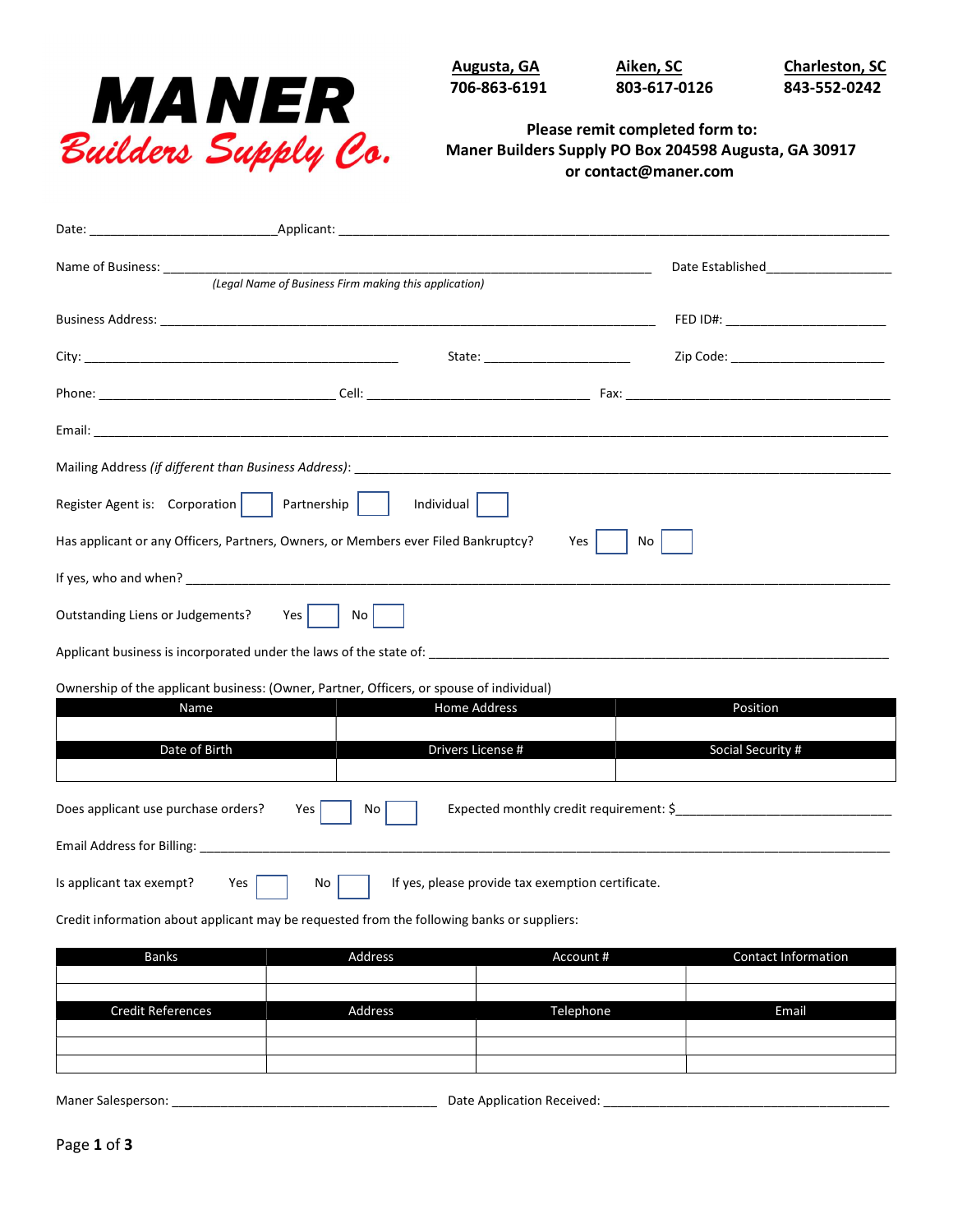# MANER
## Builders Supply Co.

| Augusta, GA | Aiken, SC | Charleston, SC |
|---|---|---|
| 706-863-6191 | 803-617-0126 | 843-552-0242 |

**Please remit completed form to:**
**Maner Builders Supply PO Box 204598 Augusta, GA 30917**
**or contact@maner.com**

Date: __________________________ Applicant: ______________________________________________________________________________

Name of Business: ______________________________________________________________________ Date Established__________________
*(Legal Name of Business Firm making this application)*

Business Address: _______________________________________________________________________ FED ID#: _______________________

City: ____________________________________________ State: _____________________ Zip Code: ______________________

Phone: _________________________________ Cell: _______________________________ Fax: _______________________________________

Email: _____________________________________________________________________________________________________________

Mailing Address *(if different than Business Address)*: _____________________________________________________________________________

Register Agent is: Corporation ☐ Partnership ☐ Individual ☐

Has applicant or any Officers, Partners, Owners, or Members ever Filed Bankruptcy? Yes ☐ No ☐

If yes, who and when? ______________________________________________________________________________________________

Outstanding Liens or Judgements? Yes ☐ No ☐

Applicant business is incorporated under the laws of the state of: __________________________________________________________________

Ownership of the applicant business: (Owner, Partner, Officers, or spouse of individual)

| Name | Home Address | Position |
|---|---|---|
| | | |
| **Date of Birth** | **Drivers License #** | **Social Security #** |
| | | |

Does applicant use purchase orders? Yes ☐ No ☐ Expected monthly credit requirement: $______________________________

Email Address for Billing: _____________________________________________________________________________________________

Is applicant tax exempt? Yes ☐ No ☐ If yes, please provide tax exemption certificate.

Credit information about applicant may be requested from the following banks or suppliers:

| Banks | Address | Account # | Contact Information |
|---|---|---|---|
| | | | |
| | | | |
| **Credit References** | **Address** | **Telephone** | **Email** |
| | | | |
| | | | |
| | | | |

Maner Salesperson: ______________________________________ Date Application Received: ___________________________________________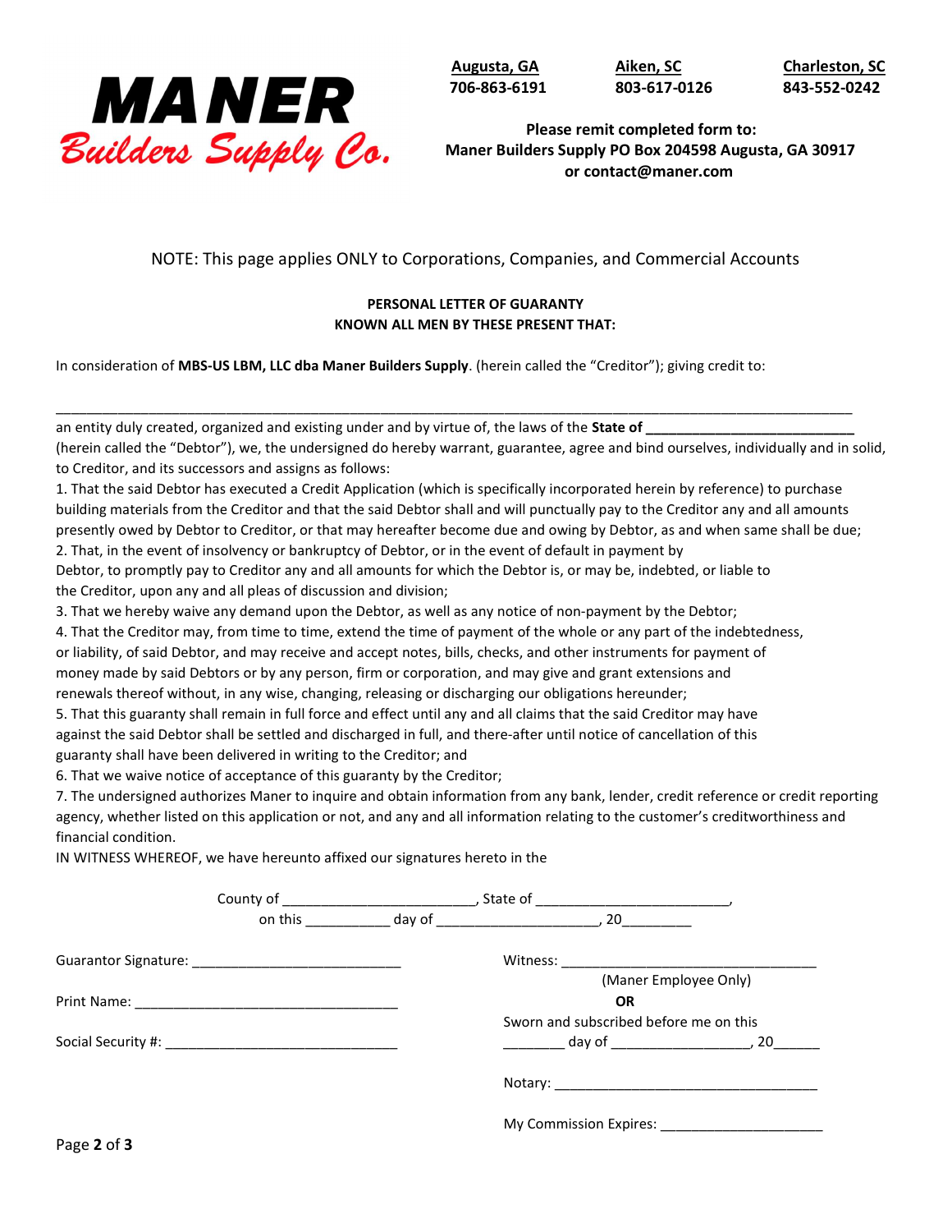**MANER**
*Builders Supply Co.*

| Augusta, GA | Aiken, SC | Charleston, SC |
|---|---|---|
| 706-863-6191 | 803-617-0126 | 843-552-0242 |

**Please remit completed form to:**
**Maner Builders Supply PO Box 204598 Augusta, GA 30917**
**or contact@maner.com**

NOTE: This page applies ONLY to Corporations, Companies, and Commercial Accounts

**PERSONAL LETTER OF GUARANTY**
**KNOWN ALL MEN BY THESE PRESENT THAT:**

In consideration of **MBS-US LBM, LLC dba Maner Builders Supply**. (herein called the "Creditor"); giving credit to:

_____________________________________________________________________________________________

an entity duly created, organized and existing under and by virtue of, the laws of the **State of ___________________________**
(herein called the "Debtor"), we, the undersigned do hereby warrant, guarantee, agree and bind ourselves, individually and in solid, to Creditor, and its successors and assigns as follows:

1. That the said Debtor has executed a Credit Application (which is specifically incorporated herein by reference) to purchase building materials from the Creditor and that the said Debtor shall and will punctually pay to the Creditor any and all amounts presently owed by Debtor to Creditor, or that may hereafter become due and owing by Debtor, as and when same shall be due;
2. That, in the event of insolvency or bankruptcy of Debtor, or in the event of default in payment by Debtor, to promptly pay to Creditor any and all amounts for which the Debtor is, or may be, indebted, or liable to the Creditor, upon any and all pleas of discussion and division;
3. That we hereby waive any demand upon the Debtor, as well as any notice of non-payment by the Debtor;
4. That the Creditor may, from time to time, extend the time of payment of the whole or any part of the indebtedness, or liability, of said Debtor, and may receive and accept notes, bills, checks, and other instruments for payment of money made by said Debtors or by any person, firm or corporation, and may give and grant extensions and renewals thereof without, in any wise, changing, releasing or discharging our obligations hereunder;
5. That this guaranty shall remain in full force and effect until any and all claims that the said Creditor may have against the said Debtor shall be settled and discharged in full, and there-after until notice of cancellation of this guaranty shall have been delivered in writing to the Creditor; and
6. That we waive notice of acceptance of this guaranty by the Creditor;
7. The undersigned authorizes Maner to inquire and obtain information from any bank, lender, credit reference or credit reporting agency, whether listed on this application or not, and any and all information relating to the customer's creditworthiness and financial condition.

IN WITNESS WHEREOF, we have hereunto affixed our signatures hereto in the

County of ________________________, State of ________________________,
on this __________ day of ____________________, 20________

Guarantor Signature: ___________________________

Print Name: __________________________________

Social Security #: ______________________________

Witness: _________________________________
(Maner Employee Only)

**OR**

Sworn and subscribed before me on this
________ day of _________________, 20______

Notary: __________________________________

My Commission Expires: _____________________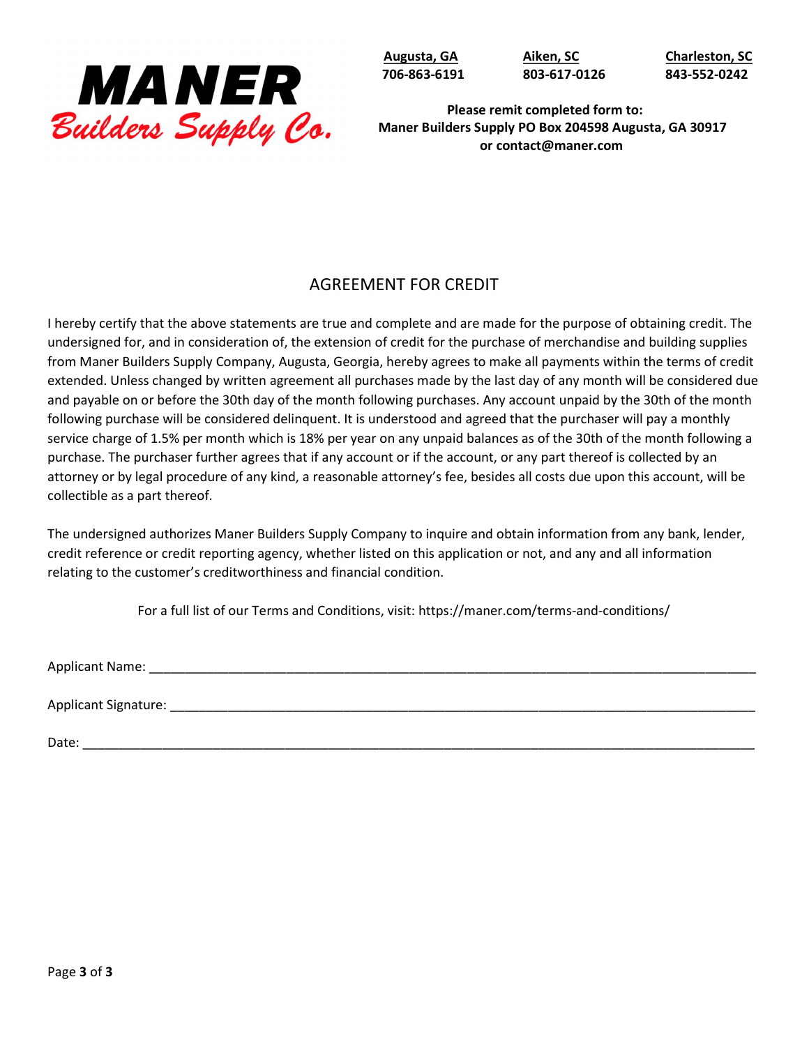**MANER**
*Builders Supply Co.*

| **Augusta, GA** | **Aiken, SC** | **Charleston, SC** |
|---|---|---|
| **706-863-6191** | **803-617-0126** | **843-552-0242** |

**Please remit completed form to:**
**Maner Builders Supply PO Box 204598 Augusta, GA 30917**
**or contact@maner.com**

## AGREEMENT FOR CREDIT

I hereby certify that the above statements are true and complete and are made for the purpose of obtaining credit. The undersigned for, and in consideration of, the extension of credit for the purchase of merchandise and building supplies from Maner Builders Supply Company, Augusta, Georgia, hereby agrees to make all payments within the terms of credit extended. Unless changed by written agreement all purchases made by the last day of any month will be considered due and payable on or before the 30th day of the month following purchases. Any account unpaid by the 30th of the month following purchase will be considered delinquent. It is understood and agreed that the purchaser will pay a monthly service charge of 1.5% per month which is 18% per year on any unpaid balances as of the 30th of the month following a purchase. The purchaser further agrees that if any account or if the account, or any part thereof is collected by an attorney or by legal procedure of any kind, a reasonable attorney's fee, besides all costs due upon this account, will be collectible as a part thereof.

The undersigned authorizes Maner Builders Supply Company to inquire and obtain information from any bank, lender, credit reference or credit reporting agency, whether listed on this application or not, and any and all information relating to the customer's creditworthiness and financial condition.

For a full list of our Terms and Conditions, visit: https://maner.com/terms-and-conditions/

Applicant Name: ______________________________________________________________________

Applicant Signature: ___________________________________________________________________

Date: ______________________________________________________________________________